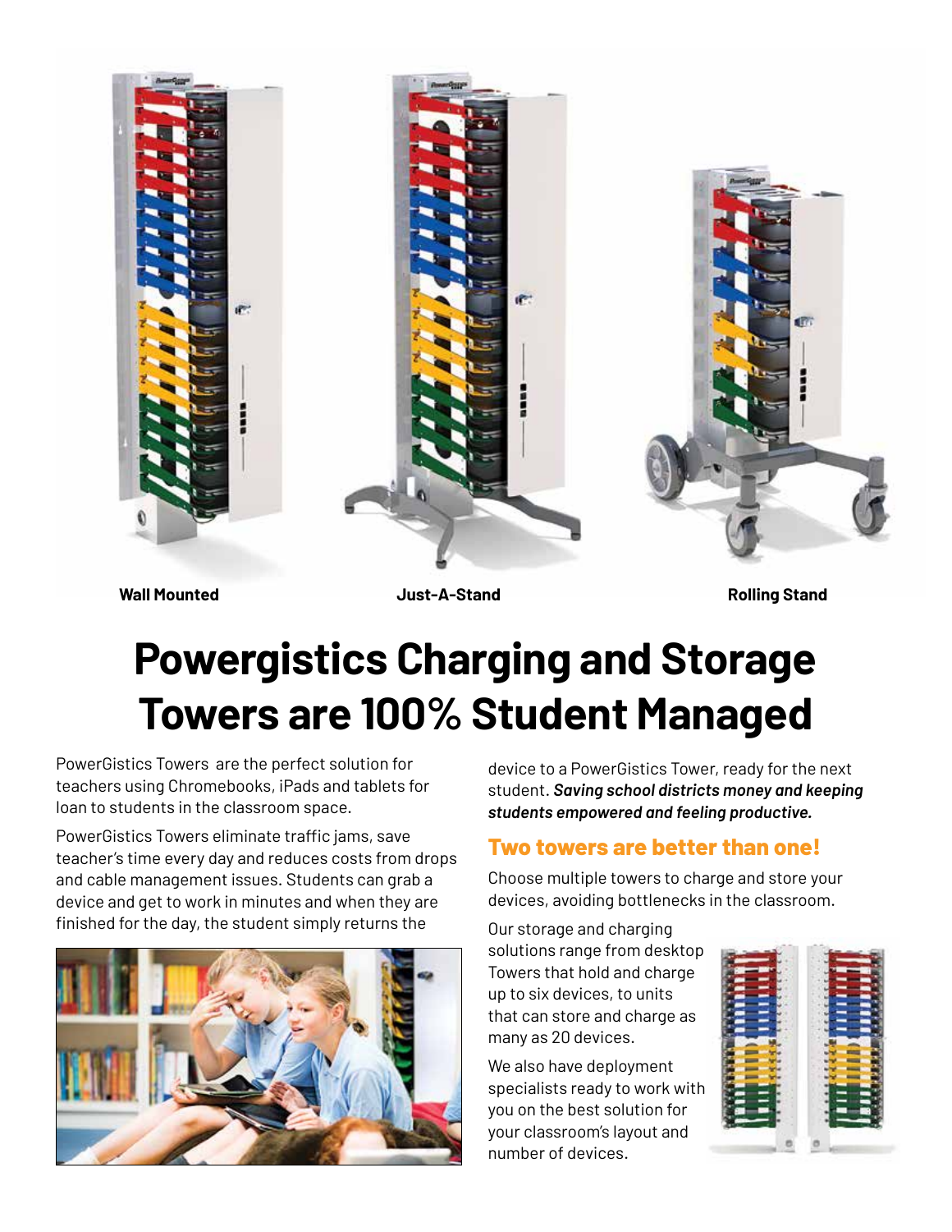Wall Mounted

Just-A-Stand

Rolling Stand

# Powergistics Charging and Storage Towers are 100% Student Managed

PowerGistics Towers are the perfect solution for teachers using Chromebooks, iPads and tablets for loan to students in the classroom space.

PowerGistics Towers eliminate traffic jams, save teacher's time every day and reduces costs from drops and cable management issues. Students can grab a device and get to work in minutes and when they are finished for the day, the student simply returns the device to a PowerGistics Tower, ready for the next student. ***Saving school districts money and keeping students empowered and feeling productive.***

## Two towers are better than one!

Choose multiple towers to charge and store your devices, avoiding bottlenecks in the classroom.

Our storage and charging solutions range from desktop Towers that hold and charge up to six devices, to units that can store and charge as many as 20 devices.

We also have deployment specialists ready to work with you on the best solution for your classroom's layout and number of devices.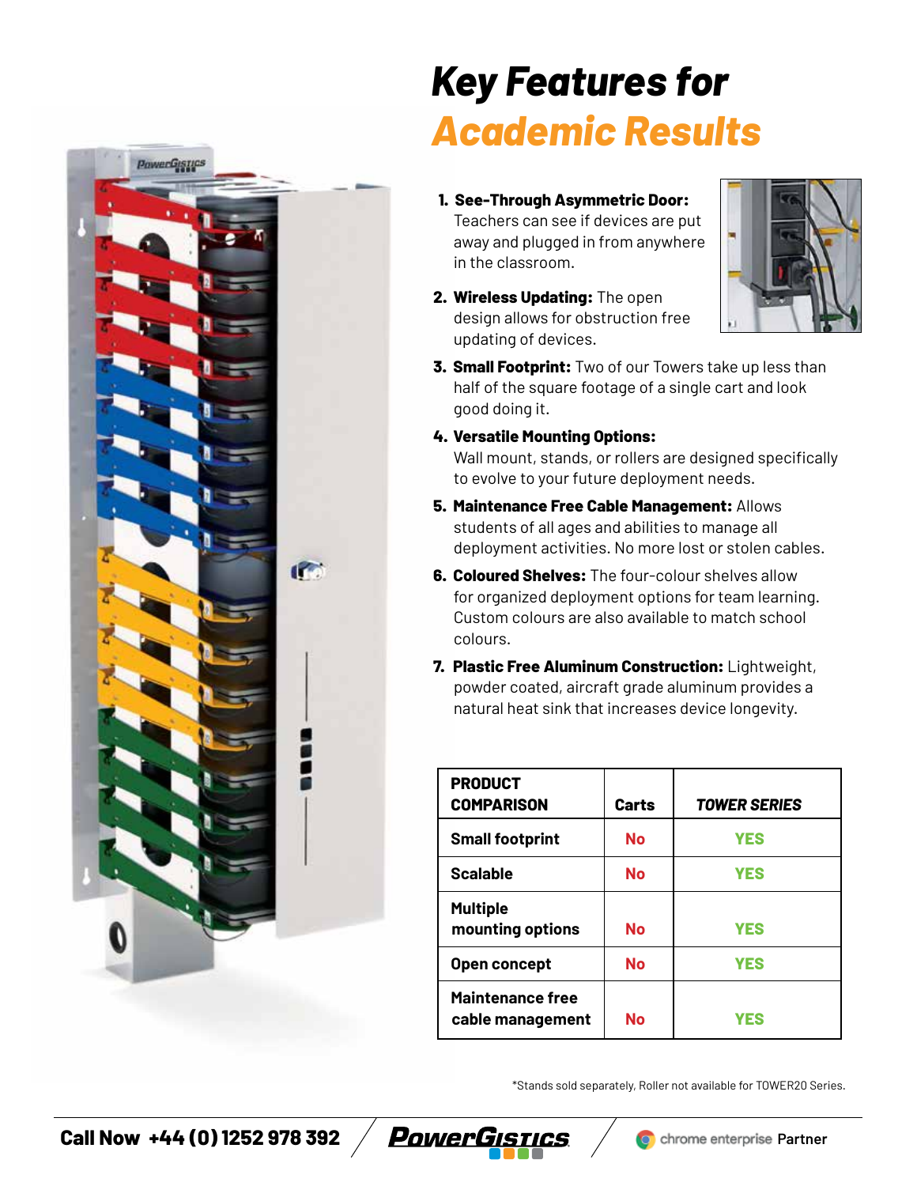# *Key Features for Academic Results*

1. **See-Through Asymmetric Door:** Teachers can see if devices are put away and plugged in from anywhere in the classroom.
2. **Wireless Updating:** The open design allows for obstruction free updating of devices.
3. **Small Footprint:** Two of our Towers take up less than half of the square footage of a single cart and look good doing it.
4. **Versatile Mounting Options:** Wall mount, stands, or rollers are designed specifically to evolve to your future deployment needs.
5. **Maintenance Free Cable Management:** Allows students of all ages and abilities to manage all deployment activities. No more lost or stolen cables.
6. **Coloured Shelves:** The four-colour shelves allow for organized deployment options for team learning. Custom colours are also available to match school colours.
7. **Plastic Free Aluminum Construction:** Lightweight, powder coated, aircraft grade aluminum provides a natural heat sink that increases device longevity.

| PRODUCT COMPARISON | Carts | *TOWER SERIES* |
|---|---|---|
| Small footprint | No | YES |
| Scalable | No | YES |
| Multiple mounting options | No | YES |
| Open concept | No | YES |
| Maintenance free cable management | No | YES |

*Stands sold separately, Roller not available for TOWER20 Series.

**Call Now +44 (0) 1252 978 392** | PowerGistics | chrome enterprise **Partner**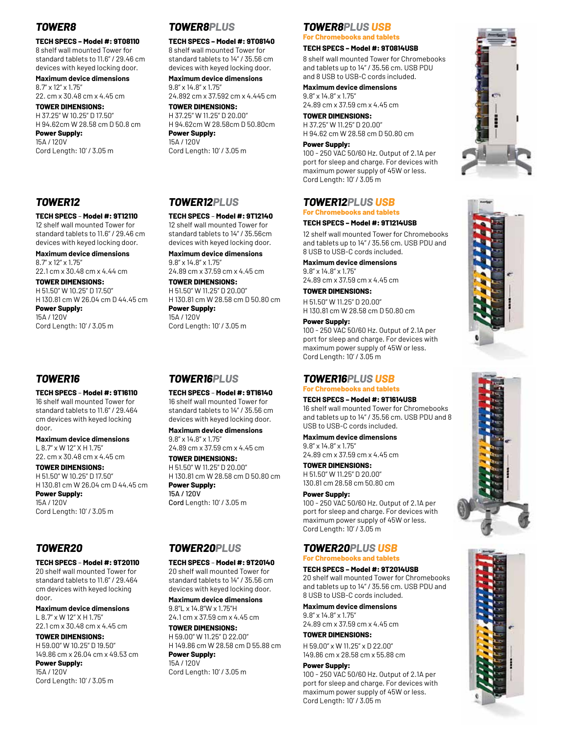## TOWER8

**TECH SPECS – Model #: 9T08110**
8 shelf wall mounted Tower for standard tablets to 11.6" / 29.46 cm devices with keyed locking door.

**Maximum device dimensions**
8.7" x 12" x 1.75"
22. cm x 30.48 cm x 4.45 cm

**TOWER DIMENSIONS:**
H 37.25" W 10.25" D 17.50"
H 94.62cm W 28.58 cm D 50.8 cm

**Power Supply:**
15A / 120V
Cord Length: 10' / 3.05 m

## TOWER8PLUS

**TECH SPECS – Model #: 9T08140**
8 shelf wall mounted Tower for standard tablets to 14" / 35.56 cm devices with keyed locking door.

**Maximum device dimensions**
9.8" x 14.8" x 1.75"
24.892 cm x 37.592 cm x 4.445 cm

**TOWER DIMENSIONS:**
H 37.25" W 11.25" D 20.00"
H 94.62cm W 28.58cm D 50.80cm

**Power Supply:**
15A / 120V
Cord Length: 10' / 3.05 m

## TOWER8PLUS USB

**For Chromebooks and tablets**

**TECH SPECS – Model #: 9T0814USB**

8 shelf wall mounted Tower for Chromebooks and tablets up to 14" / 35.56 cm. USB PDU and 8 USB to USB-C cords included.

**Maximum device dimensions**
9.8" x 14.8" x 1.75"
24.89 cm x 37.59 cm x 4.45 cm

**TOWER DIMENSIONS:**
H 37.25" W 11.25" D 20.00"
H 94.62 cm W 28.58 cm D 50.80 cm

**Power Supply:**
100 - 250 VAC 50/60 Hz. Output of 2.1A per port for sleep and charge. For devices with maximum power supply of 45W or less.
Cord Length: 10' / 3.05 m

## TOWER12

**TECH SPECS – Model #: 9T12110**
12 shelf wall mounted Tower for standard tablets to 11.6" / 29.46 cm devices with keyed locking door.

**Maximum device dimensions**
8.7" x 12" x 1.75"
22.1 cm x 30.48 cm x 4.44 cm

**TOWER DIMENSIONS:**
H 51.50" W 10.25" D 17.50"
H 130.81 cm W 26.04 cm D 44.45 cm

**Power Supply:**
15A / 120V
Cord Length: 10' / 3.05 m

## TOWER12PLUS

**TECH SPECS – Model #: 9T12140**
12 shelf wall mounted Tower for standard tablets to 14" / 35.56cm devices with keyed locking door.

**Maximum device dimensions**
9.8" x 14.8" x 1.75"
24.89 cm x 37.59 cm x 4.45 cm

**TOWER DIMENSIONS:**
H 51.50" W 11.25" D 20.00"
H 130.81 cm W 28.58 cm D 50.80 cm

**Power Supply:**
15A / 120V
Cord Length: 10' / 3.05 m

## TOWER12PLUS USB

**For Chromebooks and tablets**

**TECH SPECS – Model #: 9T1214USB**

12 shelf wall mounted Tower for Chromebooks and tablets up to 14" / 35.56 cm. USB PDU and 8 USB to USB-C cords included.

**Maximum device dimensions**
9.8" x 14.8" x 1.75"
24.89 cm x 37.59 cm x 4.45 cm

**TOWER DIMENSIONS:**
H 51.50" W 11.25" D 20.00"
H 130.81 cm W 28.58 cm D 50.80 cm

**Power Supply:**
100 - 250 VAC 50/60 Hz. Output of 2.1A per port for sleep and charge. For devices with maximum power supply of 45W or less.
Cord Length: 10' / 3.05 m

## TOWER16

**TECH SPECS – Model #: 9T16110**
16 shelf wall mounted Tower for standard tablets to 11.6" / 29.464 cm devices with keyed locking door.

**Maximum device dimensions**
L 8.7" x W 12" x H 1.75"
22. cm x 30.48 cm x 4.45 cm

**TOWER DIMENSIONS:**
H 51.50" W 10.25" D 17.50"
H 130.81 cm W 26.04 cm D 44.45 cm

**Power Supply:**
15A / 120V
Cord Length: 10' / 3.05 m

## TOWER16PLUS

**TECH SPECS – Model #: 9T16140**
16 shelf wall mounted Tower for standard tablets to 14" / 35.56 cm devices with keyed locking door.

**Maximum device dimensions**
9.8" x 14.8" x 1.75"
24.89 cm x 37.59 cm x 4.45 cm

**TOWER DIMENSIONS:**
H 51.50" W 11.25" D 20.00"
H 130.81 cm W 28.58 cm D 50.80 cm

**Power Supply:**
**15A / 120V**
**Cord** Length: 10' / 3.05 m

## TOWER16PLUS USB

**For Chromebooks and tablets**

**TECH SPECS – Model #: 9T1614USB**
16 shelf wall mounted Tower for Chromebooks and tablets up to 14" / 35.56 cm. USB PDU and 8 USB to USB-C cords included.

**Maximum device dimensions**
9.8" x 14.8" x 1.75"
24.89 cm x 37.59 cm x 4.45 cm

**TOWER DIMENSIONS:**
H 51.50" W 11.25" D 20.00"
130.81 cm 28.58 cm 50.80 cm

**Power Supply:**
100 - 250 VAC 50/60 Hz. Output of 2.1A per port for sleep and charge. For devices with maximum power supply of 45W or less.
Cord Length: 10' / 3.05 m

## TOWER20

**TECH SPECS – Model #: 9T20110**
20 shelf wall mounted Tower for standard tablets to 11.6" / 29.464 cm devices with keyed locking door.

**Maximum device dimensions**
L 8.7" x W 12" X H 1.75"
22.1 cm x 30.48 cm x 4.45 cm

**TOWER DIMENSIONS:**
H 59.00" W 10.25" D 19.50"
149.86 cm x 26.04 cm x 49.53 cm

**Power Supply:**
15A / 120V
Cord Length: 10' / 3.05 m

## TOWER20PLUS

**TECH SPECS – Model #: 9T20140**
20 shelf wall mounted Tower for standard tablets to 14" / 35.56 cm devices with keyed locking door.

**Maximum device dimensions**
9.8"L x 14.8"W x 1.75"H
24.1 cm x 37.59 cm x 4.45 cm

**TOWER DIMENSIONS:**
H 59.00" W 11.25" D 22.00"
H 149.86 cm W 28.58 cm D 55.88 cm

**Power Supply:**
15A / 120V
Cord Length: 10' / 3.05 m

## TOWER20PLUS USB

**For Chromebooks and tablets**

**TECH SPECS – Model #: 9T2014USB**
20 shelf wall mounted Tower for Chromebooks and tablets up to 14" / 35.56 cm. USB PDU and 8 USB to USB-C cords included.

**Maximum device dimensions**
9.8" x 14.8" x 1.75"
24.89 cm x 37.59 cm x 4.45 cm

**TOWER DIMENSIONS:**
H 59.00" x W 11.25" x D 22.00"
149.86 cm x 28.58 cm x 55.88 cm

**Power Supply:**
100 - 250 VAC 50/60 Hz. Output of 2.1A per port for sleep and charge. For devices with maximum power supply of 45W or less.
Cord Length: 10' / 3.05 m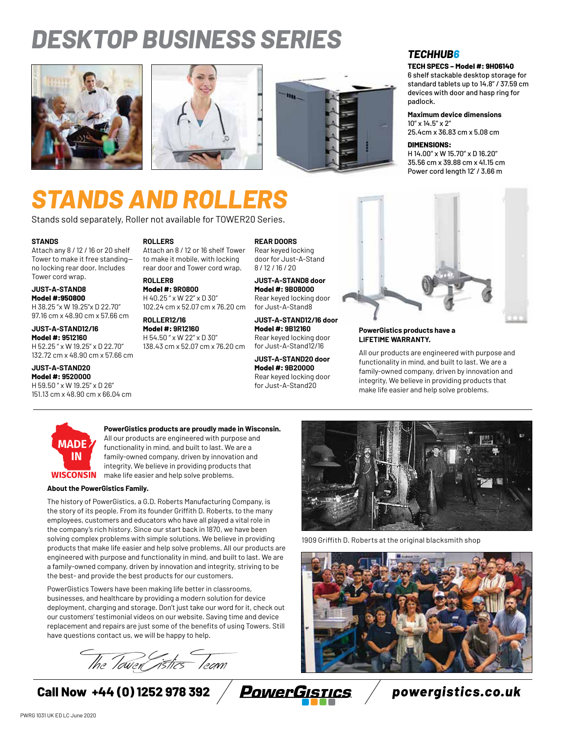# DESKTOP BUSINESS SERIES

### TECHHUB6

**TECH SPECS – Model #: 9H06140**
6 shelf stackable desktop storage for standard tablets up to 14.8" / 37.59 cm devices with door and hasp ring for padlock.

**Maximum device dimensions**
10" x 14.5" x 2"
25.4cm x 36.83 cm x 5.08 cm

**DIMENSIONS:**
H 14.00" x W 15.70" x D 16.20"
35.56 cm x 39.88 cm x 41.15 cm
Power cord length 12' / 3.66 m

# STANDS AND ROLLERS

Stands sold separately, Roller not available for TOWER20 Series.

**STANDS**
Attach any 8 / 12 / 16 or 20 shelf Tower to make it free standing—no locking rear door. Includes Tower cord wrap.

**JUST-A-STAND8**
**Model #:950800**
H 38.25 "x W 19.25"x D 22.70"
97.16 cm x 48.90 cm x 57.66 cm

**JUST-A-STAND12/16**
**Model #: 9512160**
H 52.25 " x W 19.25" x D 22.70"
132.72 cm x 48.90 cm x 57.66 cm

**JUST-A-STAND20**
**Model #: 9520000**
H 59.50 " x W 19.25" x D 26"
151.13 cm x 48.90 cm x 66.04 cm

**ROLLERS**
Attach an 8 / 12 or 16 shelf Tower to make it mobile, with locking rear door and Tower cord wrap.

**ROLLER8**
**Model #: 9R0800**
H 40.25 " x W 22" x D 30"
102.24 cm x 52.07 cm x 76.20 cm

**ROLLER12/16**
**Model #: 9R12160**
H 54.50 " x W 22" x D 30"
138.43 cm x 52.07 cm x 76.20 cm

**REAR DOORS**
Rear keyed locking door for Just-A-Stand 8 / 12 / 16 / 20

**JUST-A-STAND8 door**
**Model #: 9B08000**
Rear keyed locking door for Just-A-Stand8

**JUST-A-STAND12/16 door**
**Model #: 9B12160**
Rear keyed locking door for Just-A-Stand12/16

**JUST-A-STAND20 door**
**Model #: 9B20000**
Rear keyed locking door for Just-A-Stand20

**PowerGistics products have a LIFETIME WARRANTY.**

All our products are engineered with purpose and functionality in mind, and built to last. We are a family-owned company, driven by innovation and integrity, We believe in providing products that make life easier and help solve problems.

MADE IN WISCONSIN

**PowerGistics products are proudly made in Wisconsin.**
All our products are engineered with purpose and functionality in mind, and built to last. We are a family-owned company, driven by innovation and integrity, We believe in providing products that make life easier and help solve problems.

**About the PowerGistics Family.**

The history of PowerGistics, a G.D. Roberts Manufacturing Company, is the story of its people. From its founder Griffith D. Roberts, to the many employees, customers and educators who have all played a vital role in the company's rich history. Since our start back in 1870, we have been solving complex problems with simple solutions. We believe in providing products that make life easier and help solve problems. All our products are engineered with purpose and functionality in mind, and built to last. We are a family-owned company, driven by innovation and integrity, striving to be the best- and provide the best products for our customers.

PowerGistics Towers have been making life better in classrooms, businesses, and healthcare by providing a modern solution for device deployment, charging and storage. Don't just take our word for it, check out our customers' testimonial videos on our website. Saving time and device replacement and repairs are just some of the benefits of using Towers. Still have questions contact us, we will be happy to help.

*The PowerGistics Team*

1909 Griffith D. Roberts at the original blacksmith shop

**Call Now +44 (0) 1252 978 392** | **PowerGistics** | **powergistics.co.uk**

PWRG 1031 UK ED LC June 2020